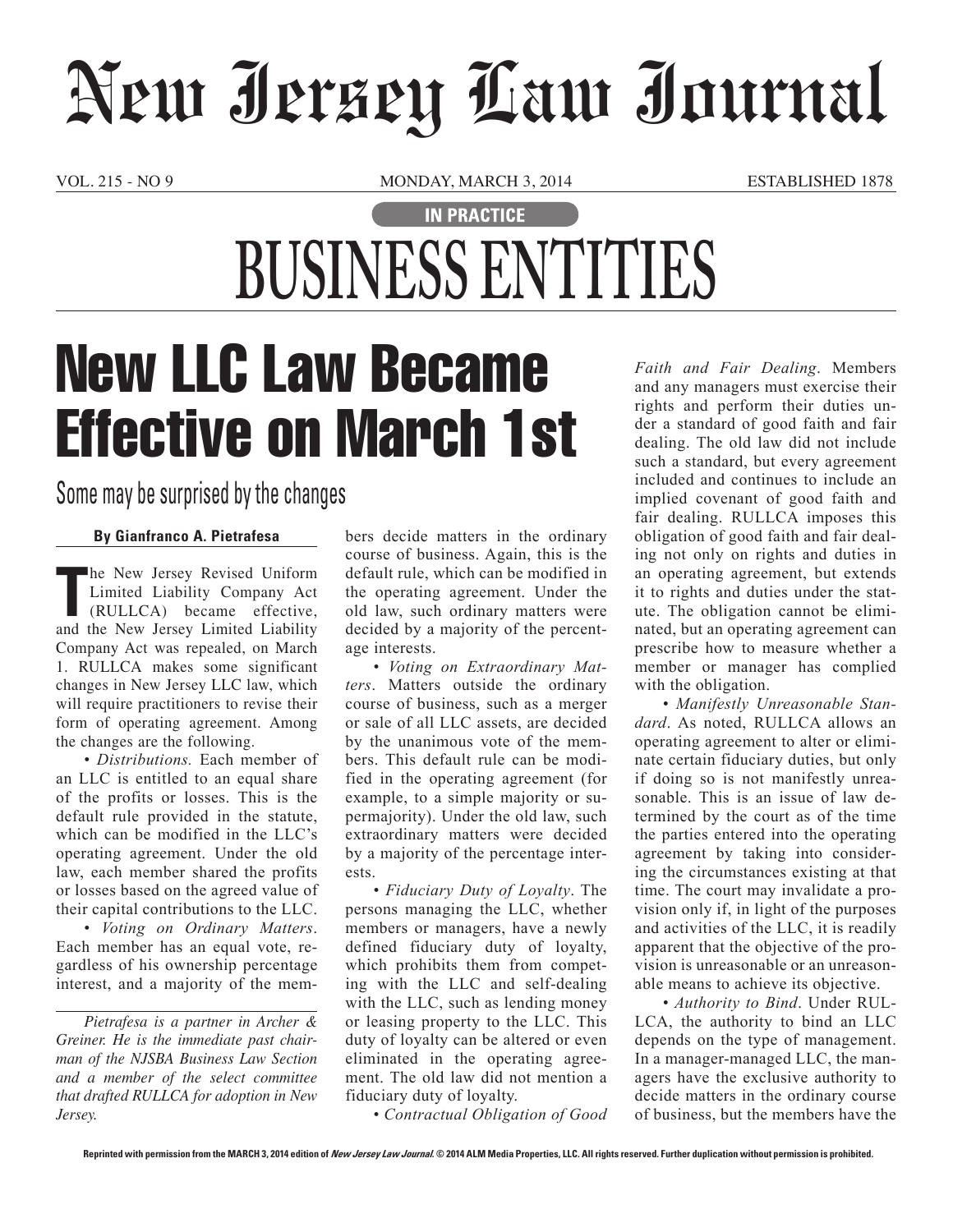# New Jersey Law Journal

VOL. 215 - NO 9 MONDAY, MARCH 3, 2014 ESTABLISHED 1878

IN PRACTICE

# BUSINESS ENTITIES

## New LLC Law Became Effective on March 1st

### Some may be surprised by the changes

**By Gianfranco A. Pietrafesa**

The New Jersey Revised Uniform Limited Liability Company Act (RULLCA) became effective, and the New Jersey Limited Liability Company Act was repealed, on March 1. RULLCA makes some significant changes in New Jersey LLC law, which will require practitioners to revise their form of operating agreement. Among the changes are the following.

• *Distributions.* Each member of an LLC is entitled to an equal share of the profits or losses. This is the default rule provided in the statute, which can be modified in the LLC's operating agreement. Under the old law, each member shared the profits or losses based on the agreed value of their capital contributions to the LLC.

• *Voting on Ordinary Matters*. Each member has an equal vote, regardless of his ownership percentage interest, and a majority of the members decide matters in the ordinary course of business. Again, this is the default rule, which can be modified in the operating agreement. Under the old law, such ordinary matters were decided by a majority of the percentage interests.

• *Voting on Extraordinary Matters*. Matters outside the ordinary course of business, such as a merger or sale of all LLC assets, are decided by the unanimous vote of the members. This default rule can be modified in the operating agreement (for example, to a simple majority or supermajority). Under the old law, such extraordinary matters were decided by a majority of the percentage interests.

• *Fiduciary Duty of Loyalty*. The persons managing the LLC, whether members or managers, have a newly defined fiduciary duty of loyalty, which prohibits them from competing with the LLC and self-dealing with the LLC, such as lending money or leasing property to the LLC. This duty of loyalty can be altered or even eliminated in the operating agreement. The old law did not mention a fiduciary duty of loyalty.

• *Contractual Obligation of Good Faith and Fair Dealing*. Members and any managers must exercise their rights and perform their duties under a standard of good faith and fair dealing. The old law did not include such a standard, but every agreement included and continues to include an implied covenant of good faith and fair dealing. RULLCA imposes this obligation of good faith and fair dealing not only on rights and duties in an operating agreement, but extends it to rights and duties under the statute. The obligation cannot be eliminated, but an operating agreement can prescribe how to measure whether a member or manager has complied with the obligation.

• *Manifestly Unreasonable Standard*. As noted, RULLCA allows an operating agreement to alter or eliminate certain fiduciary duties, but only if doing so is not manifestly unreasonable. This is an issue of law determined by the court as of the time the parties entered into the operating agreement by taking into considering the circumstances existing at that time. The court may invalidate a provision only if, in light of the purposes and activities of the LLC, it is readily apparent that the objective of the provision is unreasonable or an unreasonable means to achieve its objective.

• *Authority to Bind*. Under RULLCA, the authority to bind an LLC depends on the type of management. In a manager-managed LLC, the managers have the exclusive authority to decide matters in the ordinary course of business, but the members have the

---

*Pietrafesa is a partner in Archer & Greiner. He is the immediate past chairman of the NJSBA Business Law Section and a member of the select committee that drafted RULLCA for adoption in New Jersey.*

Reprinted with permission from the MARCH 3, 2014 edition of *New Jersey Law Journal*. © 2014 ALM Media Properties, LLC. All rights reserved. Further duplication without permission is prohibited.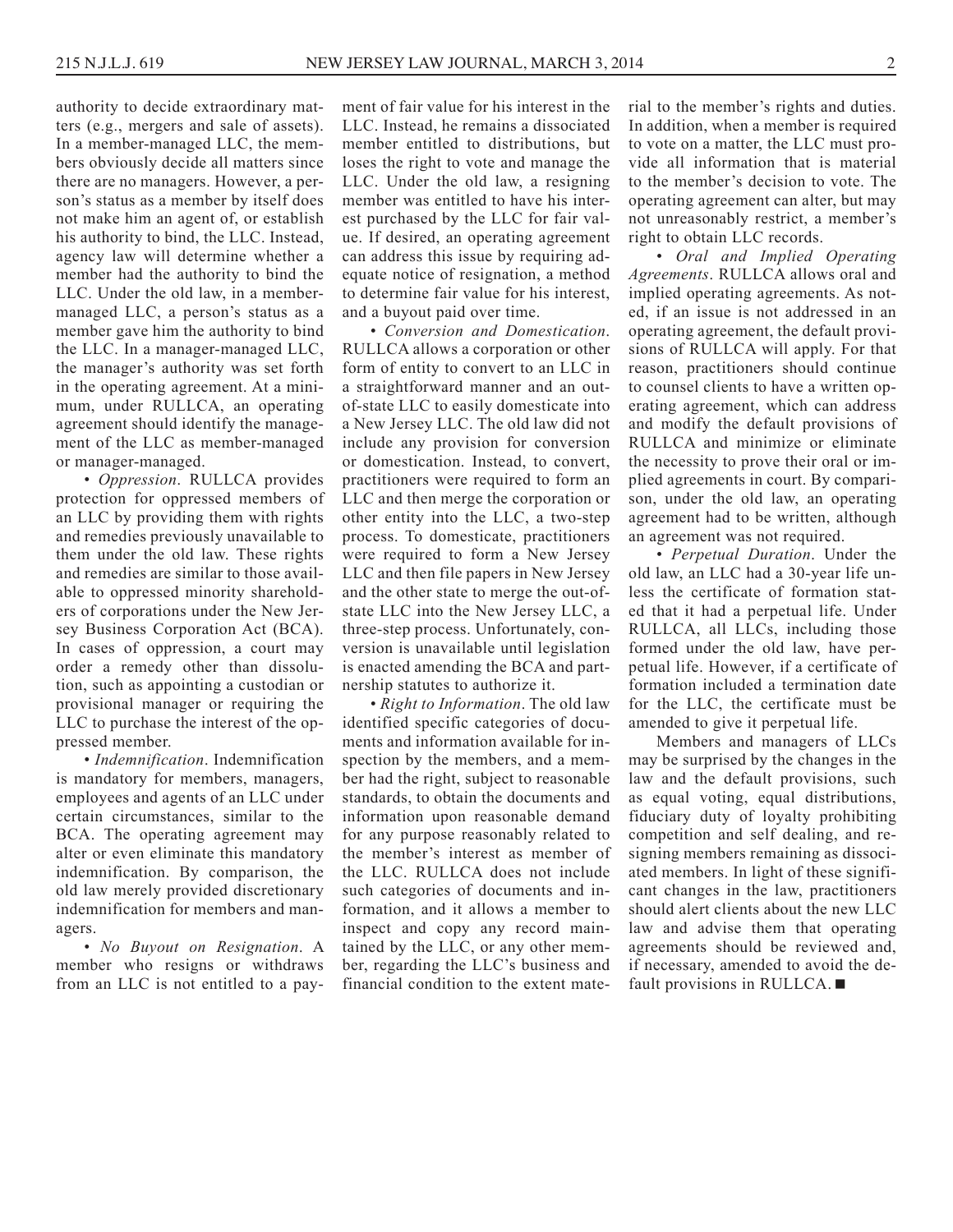authority to decide extraordinary matters (e.g., mergers and sale of assets). In a member-managed LLC, the members obviously decide all matters since there are no managers. However, a person's status as a member by itself does not make him an agent of, or establish his authority to bind, the LLC. Instead, agency law will determine whether a member had the authority to bind the LLC. Under the old law, in a member-managed LLC, a person's status as a member gave him the authority to bind the LLC. In a manager-managed LLC, the manager's authority was set forth in the operating agreement. At a minimum, under RULLCA, an operating agreement should identify the management of the LLC as member-managed or manager-managed.

• *Oppression*. RULLCA provides protection for oppressed members of an LLC by providing them with rights and remedies previously unavailable to them under the old law. These rights and remedies are similar to those available to oppressed minority shareholders of corporations under the New Jersey Business Corporation Act (BCA). In cases of oppression, a court may order a remedy other than dissolution, such as appointing a custodian or provisional manager or requiring the LLC to purchase the interest of the oppressed member.

• *Indemnification*. Indemnification is mandatory for members, managers, employees and agents of an LLC under certain circumstances, similar to the BCA. The operating agreement may alter or even eliminate this mandatory indemnification. By comparison, the old law merely provided discretionary indemnification for members and managers.

• *No Buyout on Resignation*. A member who resigns or withdraws from an LLC is not entitled to a payment of fair value for his interest in the LLC. Instead, he remains a dissociated member entitled to distributions, but loses the right to vote and manage the LLC. Under the old law, a resigning member was entitled to have his interest purchased by the LLC for fair value. If desired, an operating agreement can address this issue by requiring adequate notice of resignation, a method to determine fair value for his interest, and a buyout paid over time.

• *Conversion and Domestication*. RULLCA allows a corporation or other form of entity to convert to an LLC in a straightforward manner and an out-of-state LLC to easily domesticate into a New Jersey LLC. The old law did not include any provision for conversion or domestication. Instead, to convert, practitioners were required to form an LLC and then merge the corporation or other entity into the LLC, a two-step process. To domesticate, practitioners were required to form a New Jersey LLC and then file papers in New Jersey and the other state to merge the out-of-state LLC into the New Jersey LLC, a three-step process. Unfortunately, conversion is unavailable until legislation is enacted amending the BCA and partnership statutes to authorize it.

• *Right to Information*. The old law identified specific categories of documents and information available for inspection by the members, and a member had the right, subject to reasonable standards, to obtain the documents and information upon reasonable demand for any purpose reasonably related to the member's interest as member of the LLC. RULLCA does not include such categories of documents and information, and it allows a member to inspect and copy any record maintained by the LLC, or any other member, regarding the LLC's business and financial condition to the extent material to the member's rights and duties. In addition, when a member is required to vote on a matter, the LLC must provide all information that is material to the member's decision to vote. The operating agreement can alter, but may not unreasonably restrict, a member's right to obtain LLC records.

• *Oral and Implied Operating Agreements*. RULLCA allows oral and implied operating agreements. As noted, if an issue is not addressed in an operating agreement, the default provisions of RULLCA will apply. For that reason, practitioners should continue to counsel clients to have a written operating agreement, which can address and modify the default provisions of RULLCA and minimize or eliminate the necessity to prove their oral or implied agreements in court. By comparison, under the old law, an operating agreement had to be written, although an agreement was not required.

• *Perpetual Duration*. Under the old law, an LLC had a 30-year life unless the certificate of formation stated that it had a perpetual life. Under RULLCA, all LLCs, including those formed under the old law, have perpetual life. However, if a certificate of formation included a termination date for the LLC, the certificate must be amended to give it perpetual life.

Members and managers of LLCs may be surprised by the changes in the law and the default provisions, such as equal voting, equal distributions, fiduciary duty of loyalty prohibiting competition and self dealing, and resigning members remaining as dissociated members. In light of these significant changes in the law, practitioners should alert clients about the new LLC law and advise them that operating agreements should be reviewed and, if necessary, amended to avoid the default provisions in RULLCA. ■